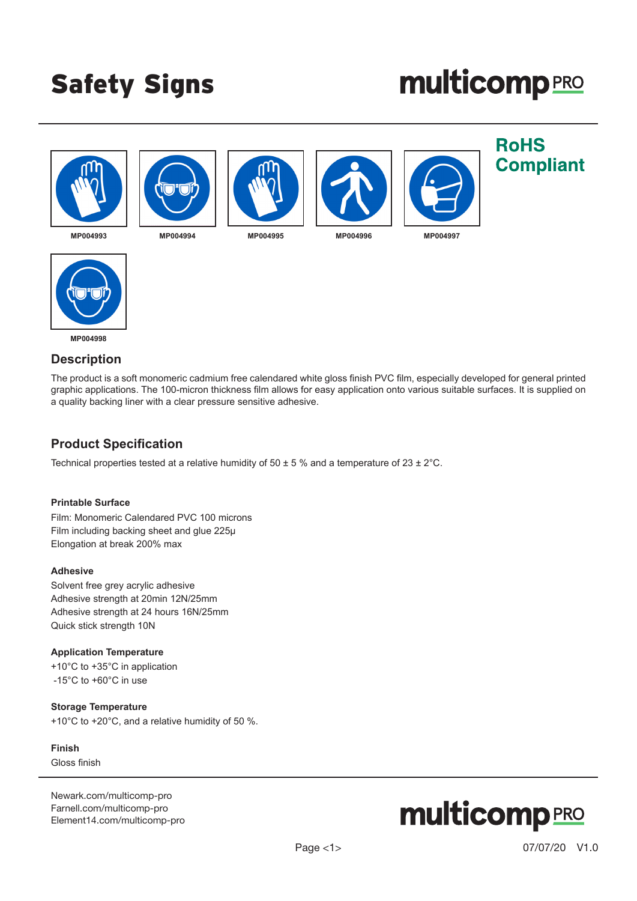# Safety Signs

multicomp PRO

**RoHS Compliant**

MP004993

MP004994

MP004995

MP004996

MP004997

MP004998

## Description

The product is a soft monomeric cadmium free calendared white gloss finish PVC film, especially developed for general printed graphic applications. The 100-micron thickness film allows for easy application onto various suitable surfaces. It is supplied on a quality backing liner with a clear pressure sensitive adhesive.

## Product Specification

Technical properties tested at a relative humidity of 50 ± 5 % and a temperature of 23 ± 2°C.

### Printable Surface

Film: Monomeric Calendared PVC 100 microns
Film including backing sheet and glue 225µ
Elongation at break 200% max

### Adhesive

Solvent free grey acrylic adhesive
Adhesive strength at 20min 12N/25mm
Adhesive strength at 24 hours 16N/25mm
Quick stick strength 10N

### Application Temperature

+10°C to +35°C in application
-15°C to +60°C in use

### Storage Temperature

+10°C to +20°C, and a relative humidity of 50 %.

### Finish

Gloss finish

Newark.com/multicomp-pro
Farnell.com/multicomp-pro
Element14.com/multicomp-pro

07/07/20 V1.0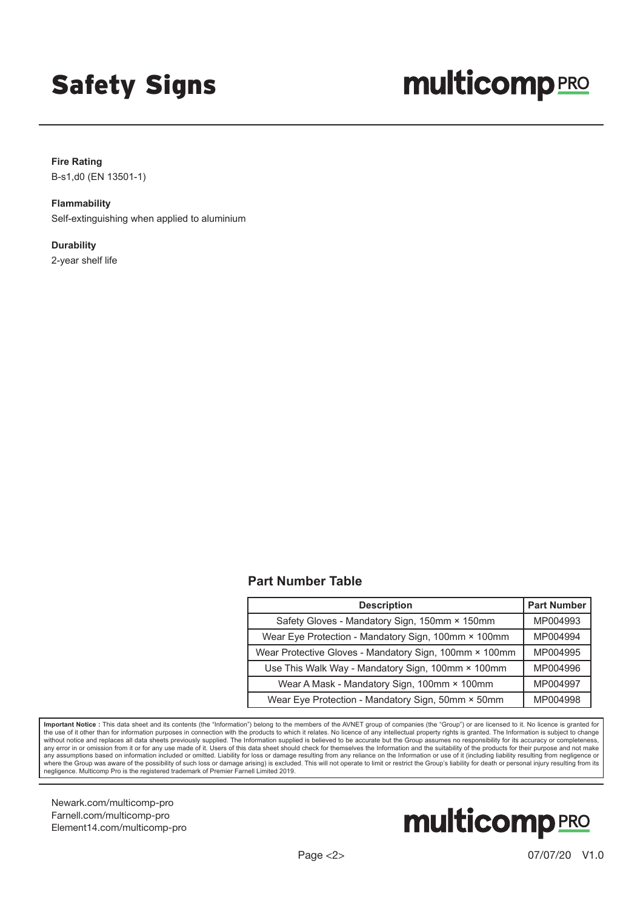**Fire Rating**

B-s1,d0 (EN 13501-1)

**Flammability**

Self-extinguishing when applied to aluminium

**Durability**

2-year shelf life

## Part Number Table

| Description | Part Number |
| --- | --- |
| Safety Gloves - Mandatory Sign, 150mm × 150mm | MP004993 |
| Wear Eye Protection - Mandatory Sign, 100mm × 100mm | MP004994 |
| Wear Protective Gloves - Mandatory Sign, 100mm × 100mm | MP004995 |
| Use This Walk Way - Mandatory Sign, 100mm × 100mm | MP004996 |
| Wear A Mask - Mandatory Sign, 100mm × 100mm | MP004997 |
| Wear Eye Protection - Mandatory Sign, 50mm × 50mm | MP004998 |

**Important Notice :** This data sheet and its contents (the "Information") belong to the members of the AVNET group of companies (the "Group") or are licensed to it. No licence is granted for the use of it other than for information purposes in connection with the products to which it relates. No licence of any intellectual property rights is granted. The Information is subject to change without notice and replaces all data sheets previously supplied. The Information supplied is believed to be accurate but the Group assumes no responsibility for its accuracy or completeness, any error in or omission from it or for any use made of it. Users of this data sheet should check for themselves the Information and the suitability of the products for their purpose and not make any assumptions based on information included or omitted. Liability for loss or damage resulting from any reliance on the Information or use of it (including liability resulting from negligence or where the Group was aware of the possibility of such loss or damage arising) is excluded. This will not operate to limit or restrict the Group's liability for death or personal injury resulting from its negligence. Multicomp Pro is the registered trademark of Premier Farnell Limited 2019.

Newark.com/multicomp-pro
Farnell.com/multicomp-pro
Element14.com/multicomp-pro